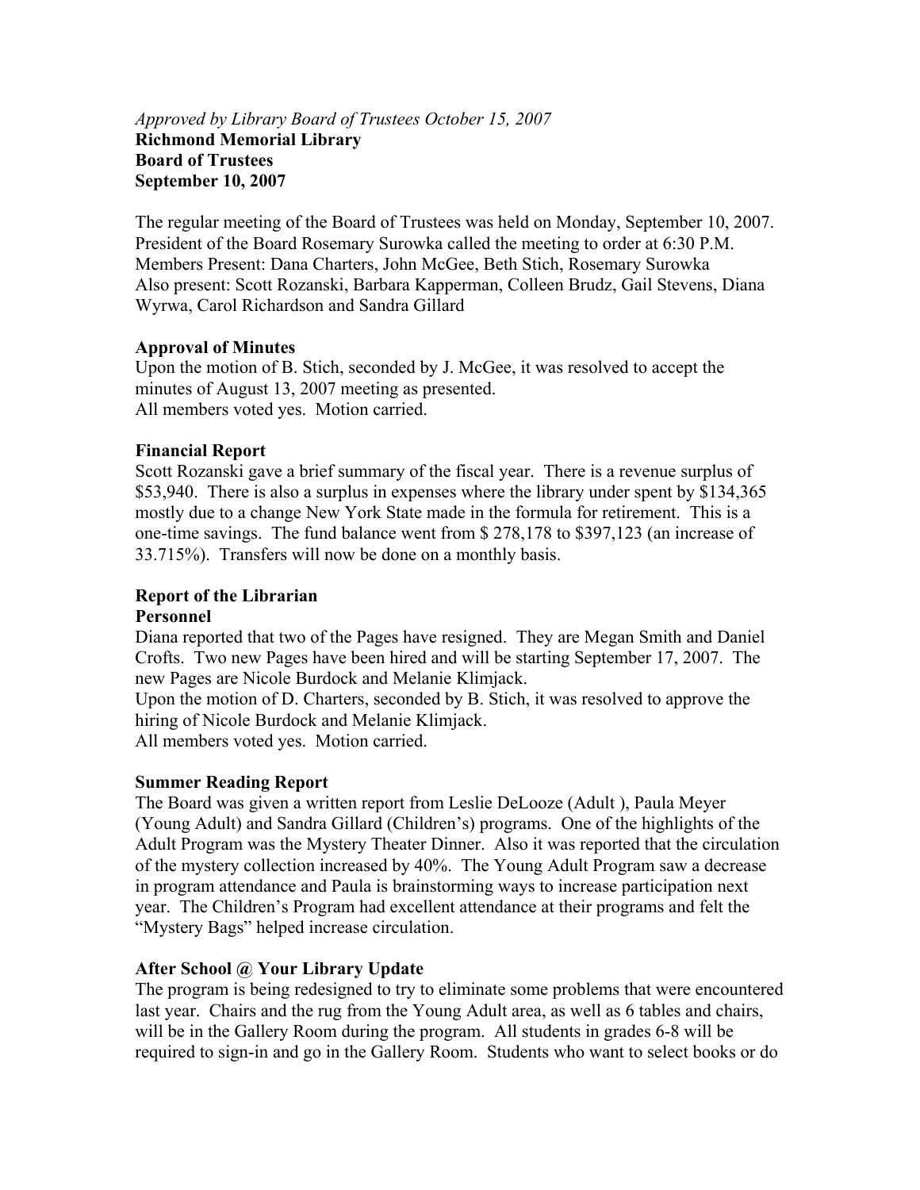*Approved by Library Board of Trustees October 15, 2007*

**Richmond Memorial Library**
**Board of Trustees**
**September 10, 2007**

The regular meeting of the Board of Trustees was held on Monday, September 10, 2007. President of the Board Rosemary Surowka called the meeting to order at 6:30 P.M.
Members Present: Dana Charters, John McGee, Beth Stich, Rosemary Surowka
Also present: Scott Rozanski, Barbara Kapperman, Colleen Brudz, Gail Stevens, Diana Wyrwa, Carol Richardson and Sandra Gillard

**Approval of Minutes**

Upon the motion of B. Stich, seconded by J. McGee, it was resolved to accept the minutes of August 13, 2007 meeting as presented.
All members voted yes. Motion carried.

**Financial Report**

Scott Rozanski gave a brief summary of the fiscal year. There is a revenue surplus of $53,940. There is also a surplus in expenses where the library under spent by $134,365 mostly due to a change New York State made in the formula for retirement. This is a one-time savings. The fund balance went from $ 278,178 to $397,123 (an increase of 33.715%). Transfers will now be done on a monthly basis.

**Report of the Librarian**

**Personnel**

Diana reported that two of the Pages have resigned. They are Megan Smith and Daniel Crofts. Two new Pages have been hired and will be starting September 17, 2007. The new Pages are Nicole Burdock and Melanie Klimjack.
Upon the motion of D. Charters, seconded by B. Stich, it was resolved to approve the hiring of Nicole Burdock and Melanie Klimjack.
All members voted yes. Motion carried.

**Summer Reading Report**

The Board was given a written report from Leslie DeLooze (Adult ), Paula Meyer (Young Adult) and Sandra Gillard (Children's) programs. One of the highlights of the Adult Program was the Mystery Theater Dinner. Also it was reported that the circulation of the mystery collection increased by 40%. The Young Adult Program saw a decrease in program attendance and Paula is brainstorming ways to increase participation next year. The Children's Program had excellent attendance at their programs and felt the "Mystery Bags" helped increase circulation.

**After School @ Your Library Update**

The program is being redesigned to try to eliminate some problems that were encountered last year. Chairs and the rug from the Young Adult area, as well as 6 tables and chairs, will be in the Gallery Room during the program. All students in grades 6-8 will be required to sign-in and go in the Gallery Room. Students who want to select books or do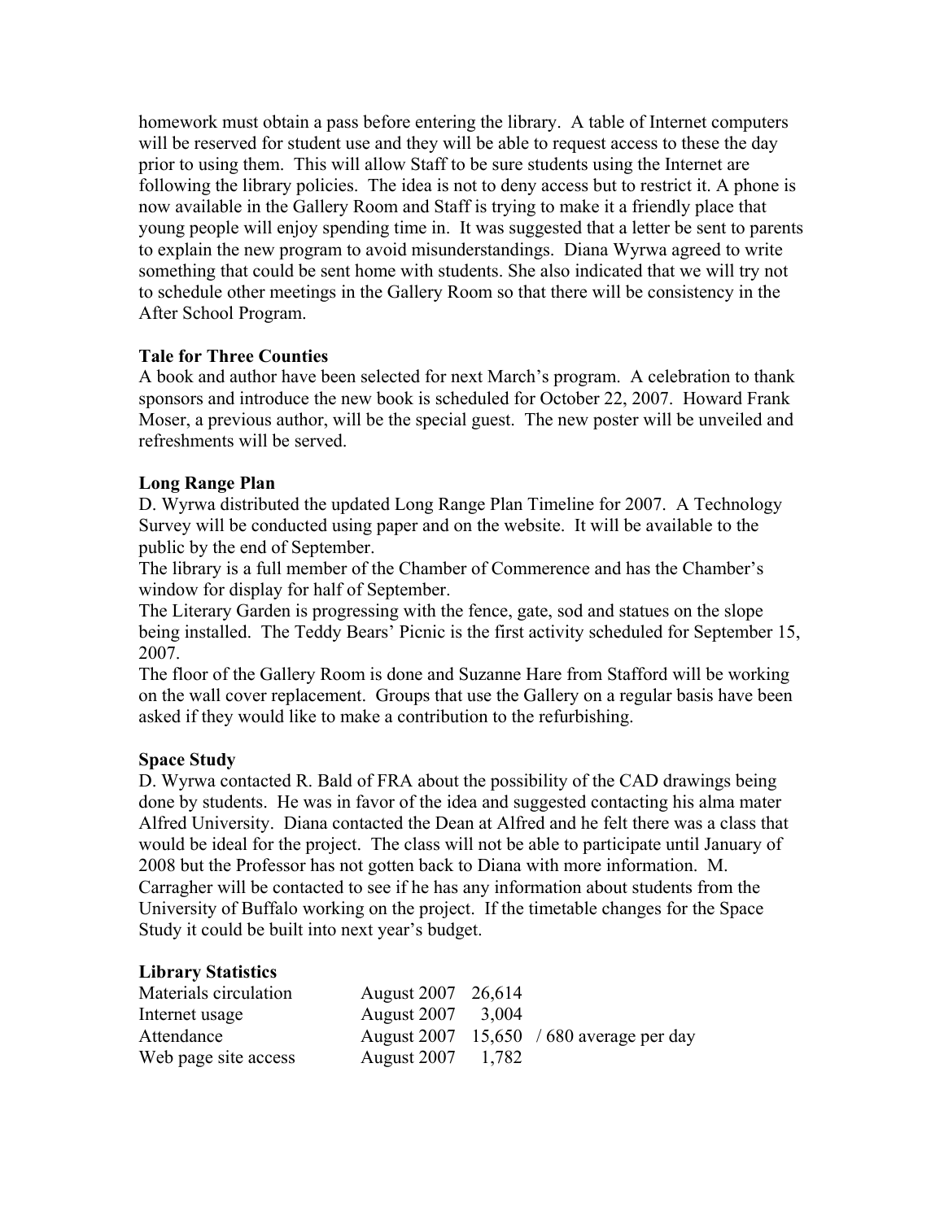homework must obtain a pass before entering the library. A table of Internet computers will be reserved for student use and they will be able to request access to these the day prior to using them. This will allow Staff to be sure students using the Internet are following the library policies. The idea is not to deny access but to restrict it. A phone is now available in the Gallery Room and Staff is trying to make it a friendly place that young people will enjoy spending time in. It was suggested that a letter be sent to parents to explain the new program to avoid misunderstandings. Diana Wyrwa agreed to write something that could be sent home with students. She also indicated that we will try not to schedule other meetings in the Gallery Room so that there will be consistency in the After School Program.

**Tale for Three Counties**

A book and author have been selected for next March's program. A celebration to thank sponsors and introduce the new book is scheduled for October 22, 2007. Howard Frank Moser, a previous author, will be the special guest. The new poster will be unveiled and refreshments will be served.

**Long Range Plan**

D. Wyrwa distributed the updated Long Range Plan Timeline for 2007. A Technology Survey will be conducted using paper and on the website. It will be available to the public by the end of September.

The library is a full member of the Chamber of Commerce and has the Chamber's window for display for half of September.

The Literary Garden is progressing with the fence, gate, sod and statues on the slope being installed. The Teddy Bears' Picnic is the first activity scheduled for September 15, 2007.

The floor of the Gallery Room is done and Suzanne Hare from Stafford will be working on the wall cover replacement. Groups that use the Gallery on a regular basis have been asked if they would like to make a contribution to the refurbishing.

**Space Study**

D. Wyrwa contacted R. Bald of FRA about the possibility of the CAD drawings being done by students. He was in favor of the idea and suggested contacting his alma mater Alfred University. Diana contacted the Dean at Alfred and he felt there was a class that would be ideal for the project. The class will not be able to participate until January of 2008 but the Professor has not gotten back to Diana with more information. M. Carragher will be contacted to see if he has any information about students from the University of Buffalo working on the project. If the timetable changes for the Space Study it could be built into next year's budget.

**Library Statistics**

| | | | |
|---|---|---|---|
| Materials circulation | August 2007 | 26,614 | |
| Internet usage | August 2007 | 3,004 | |
| Attendance | August 2007 | 15,650 | / 680 average per day |
| Web page site access | August 2007 | 1,782 | |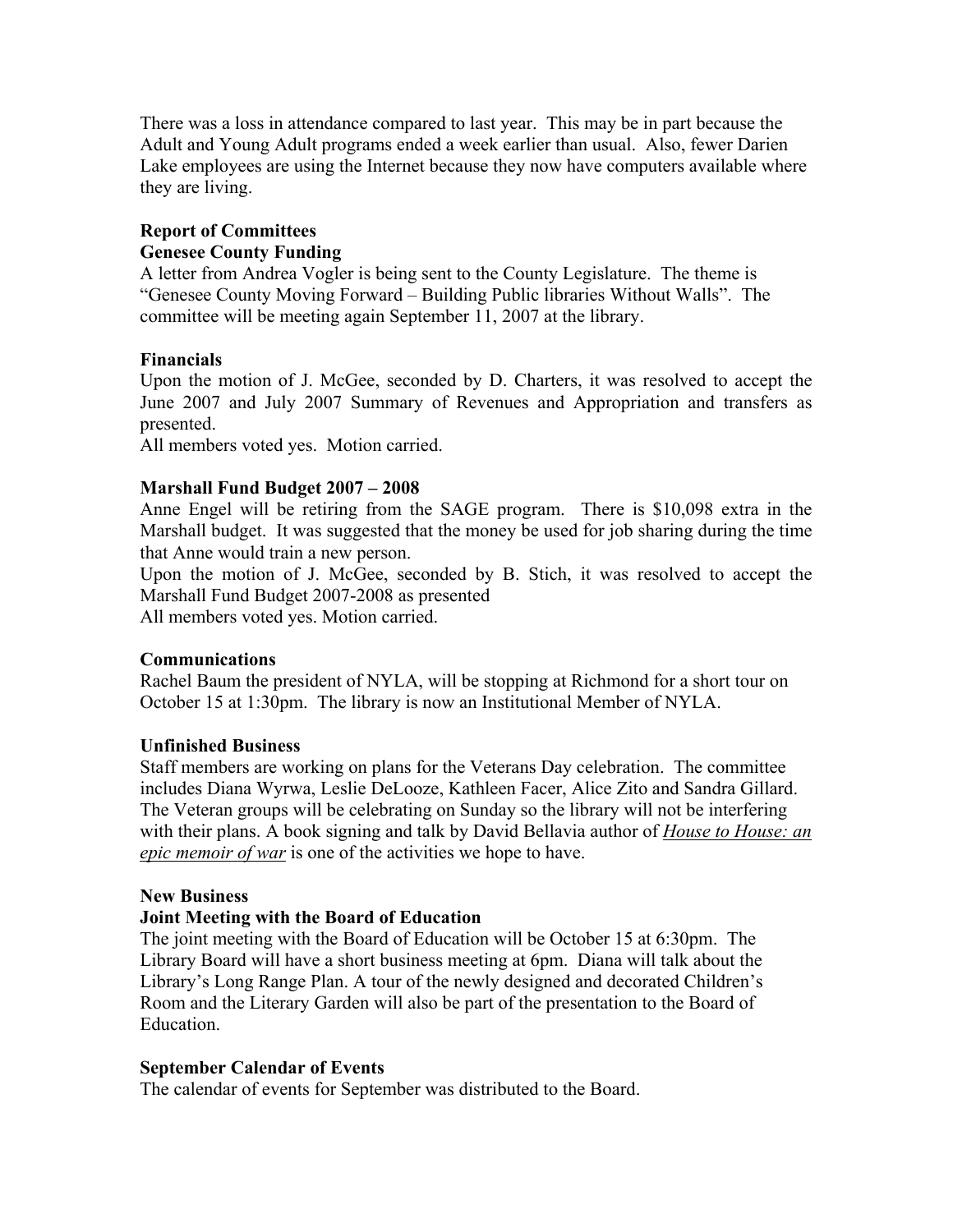There was a loss in attendance compared to last year. This may be in part because the Adult and Young Adult programs ended a week earlier than usual. Also, fewer Darien Lake employees are using the Internet because they now have computers available where they are living.

**Report of Committees**

**Genesee County Funding**

A letter from Andrea Vogler is being sent to the County Legislature. The theme is "Genesee County Moving Forward – Building Public libraries Without Walls". The committee will be meeting again September 11, 2007 at the library.

**Financials**

Upon the motion of J. McGee, seconded by D. Charters, it was resolved to accept the June 2007 and July 2007 Summary of Revenues and Appropriation and transfers as presented.

All members voted yes. Motion carried.

**Marshall Fund Budget 2007 – 2008**

Anne Engel will be retiring from the SAGE program. There is $10,098 extra in the Marshall budget. It was suggested that the money be used for job sharing during the time that Anne would train a new person.

Upon the motion of J. McGee, seconded by B. Stich, it was resolved to accept the Marshall Fund Budget 2007-2008 as presented

All members voted yes. Motion carried.

**Communications**

Rachel Baum the president of NYLA, will be stopping at Richmond for a short tour on October 15 at 1:30pm. The library is now an Institutional Member of NYLA.

**Unfinished Business**

Staff members are working on plans for the Veterans Day celebration. The committee includes Diana Wyrwa, Leslie DeLooze, Kathleen Facer, Alice Zito and Sandra Gillard. The Veteran groups will be celebrating on Sunday so the library will not be interfering with their plans. A book signing and talk by David Bellavia author of ***House to House: an epic memoir of war*** is one of the activities we hope to have.

**New Business**

**Joint Meeting with the Board of Education**

The joint meeting with the Board of Education will be October 15 at 6:30pm. The Library Board will have a short business meeting at 6pm. Diana will talk about the Library's Long Range Plan. A tour of the newly designed and decorated Children's Room and the Literary Garden will also be part of the presentation to the Board of Education.

**September Calendar of Events**

The calendar of events for September was distributed to the Board.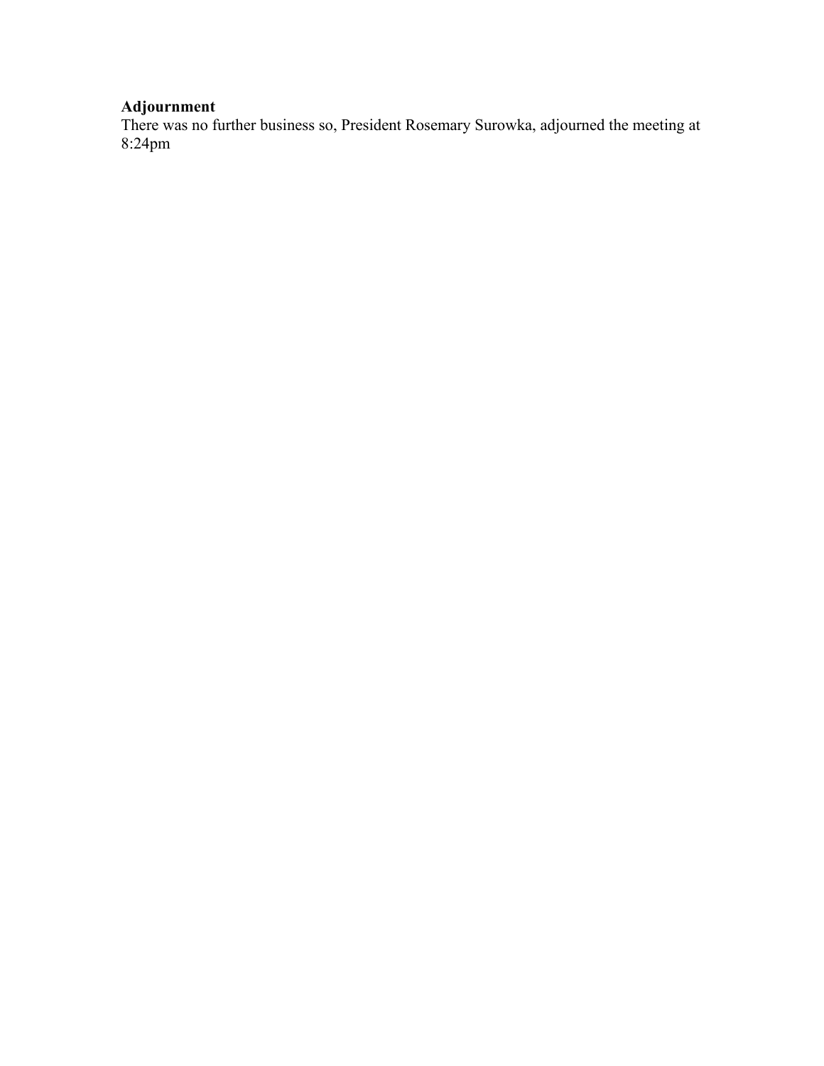**Adjournment**
There was no further business so, President Rosemary Surowka, adjourned the meeting at 8:24pm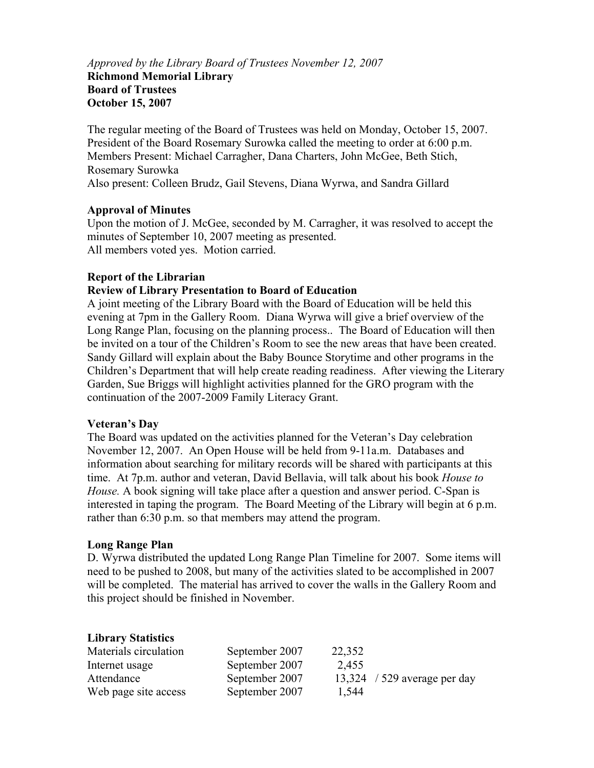*Approved by the Library Board of Trustees November 12, 2007*

**Richmond Memorial Library**
**Board of Trustees**
**October 15, 2007**

The regular meeting of the Board of Trustees was held on Monday, October 15, 2007. President of the Board Rosemary Surowka called the meeting to order at 6:00 p.m.
Members Present: Michael Carragher, Dana Charters, John McGee, Beth Stich, Rosemary Surowka
Also present: Colleen Brudz, Gail Stevens, Diana Wyrwa, and Sandra Gillard

**Approval of Minutes**

Upon the motion of J. McGee, seconded by M. Carragher, it was resolved to accept the minutes of September 10, 2007 meeting as presented.
All members voted yes. Motion carried.

**Report of the Librarian**

**Review of Library Presentation to Board of Education**

A joint meeting of the Library Board with the Board of Education will be held this evening at 7pm in the Gallery Room. Diana Wyrwa will give a brief overview of the Long Range Plan, focusing on the planning process.. The Board of Education will then be invited on a tour of the Children's Room to see the new areas that have been created. Sandy Gillard will explain about the Baby Bounce Storytime and other programs in the Children's Department that will help create reading readiness. After viewing the Literary Garden, Sue Briggs will highlight activities planned for the GRO program with the continuation of the 2007-2009 Family Literacy Grant.

**Veteran's Day**

The Board was updated on the activities planned for the Veteran's Day celebration November 12, 2007. An Open House will be held from 9-11a.m. Databases and information about searching for military records will be shared with participants at this time. At 7p.m. author and veteran, David Bellavia, will talk about his book *House to House.* A book signing will take place after a question and answer period. C-Span is interested in taping the program. The Board Meeting of the Library will begin at 6 p.m. rather than 6:30 p.m. so that members may attend the program.

**Long Range Plan**

D. Wyrwa distributed the updated Long Range Plan Timeline for 2007. Some items will need to be pushed to 2008, but many of the activities slated to be accomplished in 2007 will be completed. The material has arrived to cover the walls in the Gallery Room and this project should be finished in November.

**Library Statistics**

| | | | |
|---|---|---|---|
| Materials circulation | September 2007 | 22,352 | |
| Internet usage | September 2007 | 2,455 | |
| Attendance | September 2007 | 13,324 | / 529 average per day |
| Web page site access | September 2007 | 1,544 | |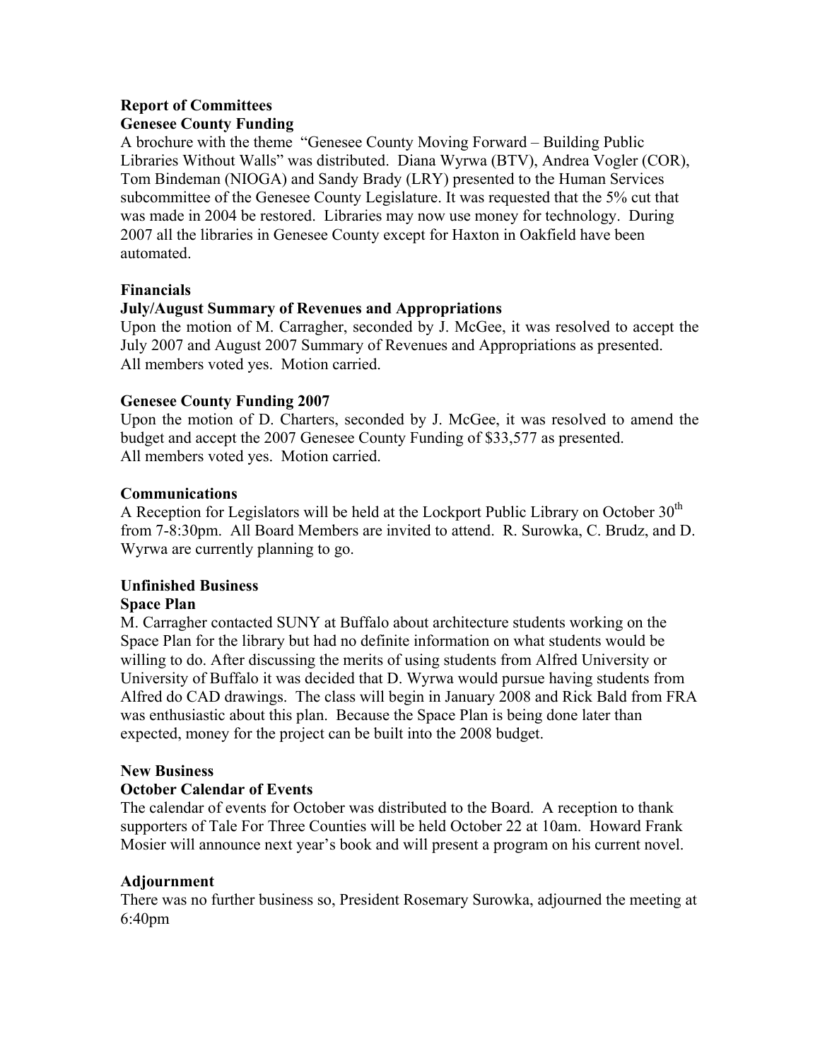**Report of Committees**
**Genesee County Funding**
A brochure with the theme "Genesee County Moving Forward – Building Public Libraries Without Walls" was distributed. Diana Wyrwa (BTV), Andrea Vogler (COR), Tom Bindeman (NIOGA) and Sandy Brady (LRY) presented to the Human Services subcommittee of the Genesee County Legislature. It was requested that the 5% cut that was made in 2004 be restored. Libraries may now use money for technology. During 2007 all the libraries in Genesee County except for Haxton in Oakfield have been automated.

**Financials**
**July/August Summary of Revenues and Appropriations**
Upon the motion of M. Carragher, seconded by J. McGee, it was resolved to accept the July 2007 and August 2007 Summary of Revenues and Appropriations as presented.
All members voted yes. Motion carried.

**Genesee County Funding 2007**
Upon the motion of D. Charters, seconded by J. McGee, it was resolved to amend the budget and accept the 2007 Genesee County Funding of $33,577 as presented.
All members voted yes. Motion carried.

**Communications**
A Reception for Legislators will be held at the Lockport Public Library on October 30th from 7-8:30pm. All Board Members are invited to attend. R. Surowka, C. Brudz, and D. Wyrwa are currently planning to go.

**Unfinished Business**
**Space Plan**
M. Carragher contacted SUNY at Buffalo about architecture students working on the Space Plan for the library but had no definite information on what students would be willing to do. After discussing the merits of using students from Alfred University or University of Buffalo it was decided that D. Wyrwa would pursue having students from Alfred do CAD drawings. The class will begin in January 2008 and Rick Bald from FRA was enthusiastic about this plan. Because the Space Plan is being done later than expected, money for the project can be built into the 2008 budget.

**New Business**
**October Calendar of Events**
The calendar of events for October was distributed to the Board. A reception to thank supporters of Tale For Three Counties will be held October 22 at 10am. Howard Frank Mosier will announce next year's book and will present a program on his current novel.

**Adjournment**
There was no further business so, President Rosemary Surowka, adjourned the meeting at 6:40pm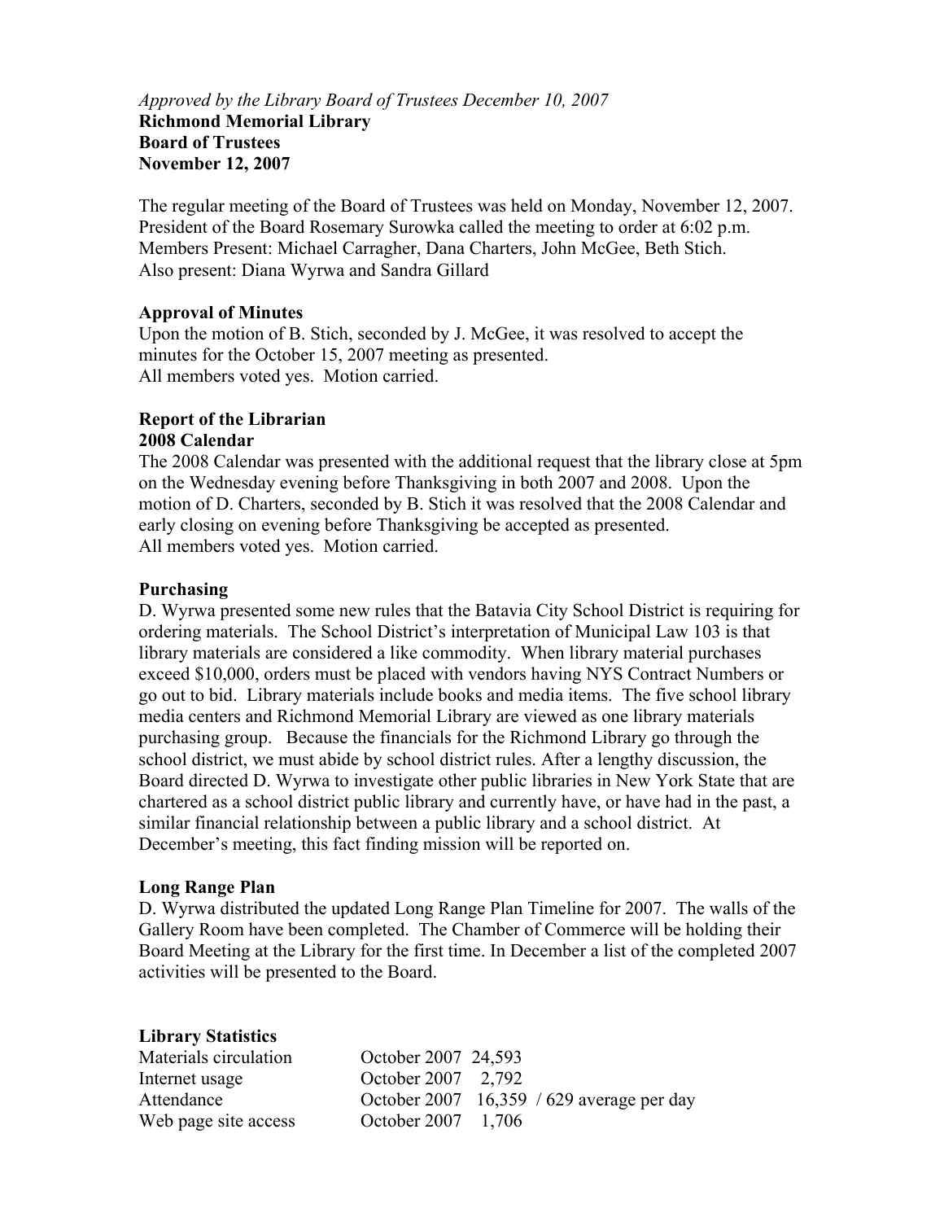*Approved by the Library Board of Trustees December 10, 2007*

**Richmond Memorial Library**
**Board of Trustees**
**November 12, 2007**

The regular meeting of the Board of Trustees was held on Monday, November 12, 2007. President of the Board Rosemary Surowka called the meeting to order at 6:02 p.m. Members Present: Michael Carragher, Dana Charters, John McGee, Beth Stich. Also present: Diana Wyrwa and Sandra Gillard

**Approval of Minutes**

Upon the motion of B. Stich, seconded by J. McGee, it was resolved to accept the minutes for the October 15, 2007 meeting as presented. All members voted yes. Motion carried.

**Report of the Librarian**

**2008 Calendar**

The 2008 Calendar was presented with the additional request that the library close at 5pm on the Wednesday evening before Thanksgiving in both 2007 and 2008. Upon the motion of D. Charters, seconded by B. Stich it was resolved that the 2008 Calendar and early closing on evening before Thanksgiving be accepted as presented. All members voted yes. Motion carried.

**Purchasing**

D. Wyrwa presented some new rules that the Batavia City School District is requiring for ordering materials. The School District's interpretation of Municipal Law 103 is that library materials are considered a like commodity. When library material purchases exceed $10,000, orders must be placed with vendors having NYS Contract Numbers or go out to bid. Library materials include books and media items. The five school library media centers and Richmond Memorial Library are viewed as one library materials purchasing group. Because the financials for the Richmond Library go through the school district, we must abide by school district rules. After a lengthy discussion, the Board directed D. Wyrwa to investigate other public libraries in New York State that are chartered as a school district public library and currently have, or have had in the past, a similar financial relationship between a public library and a school district. At December's meeting, this fact finding mission will be reported on.

**Long Range Plan**

D. Wyrwa distributed the updated Long Range Plan Timeline for 2007. The walls of the Gallery Room have been completed. The Chamber of Commerce will be holding their Board Meeting at the Library for the first time. In December a list of the completed 2007 activities will be presented to the Board.

**Library Statistics**

| | | |
|---|---|---|
| Materials circulation | October 2007 | 24,593 |
| Internet usage | October 2007 | 2,792 |
| Attendance | October 2007 | 16,359 / 629 average per day |
| Web page site access | October 2007 | 1,706 |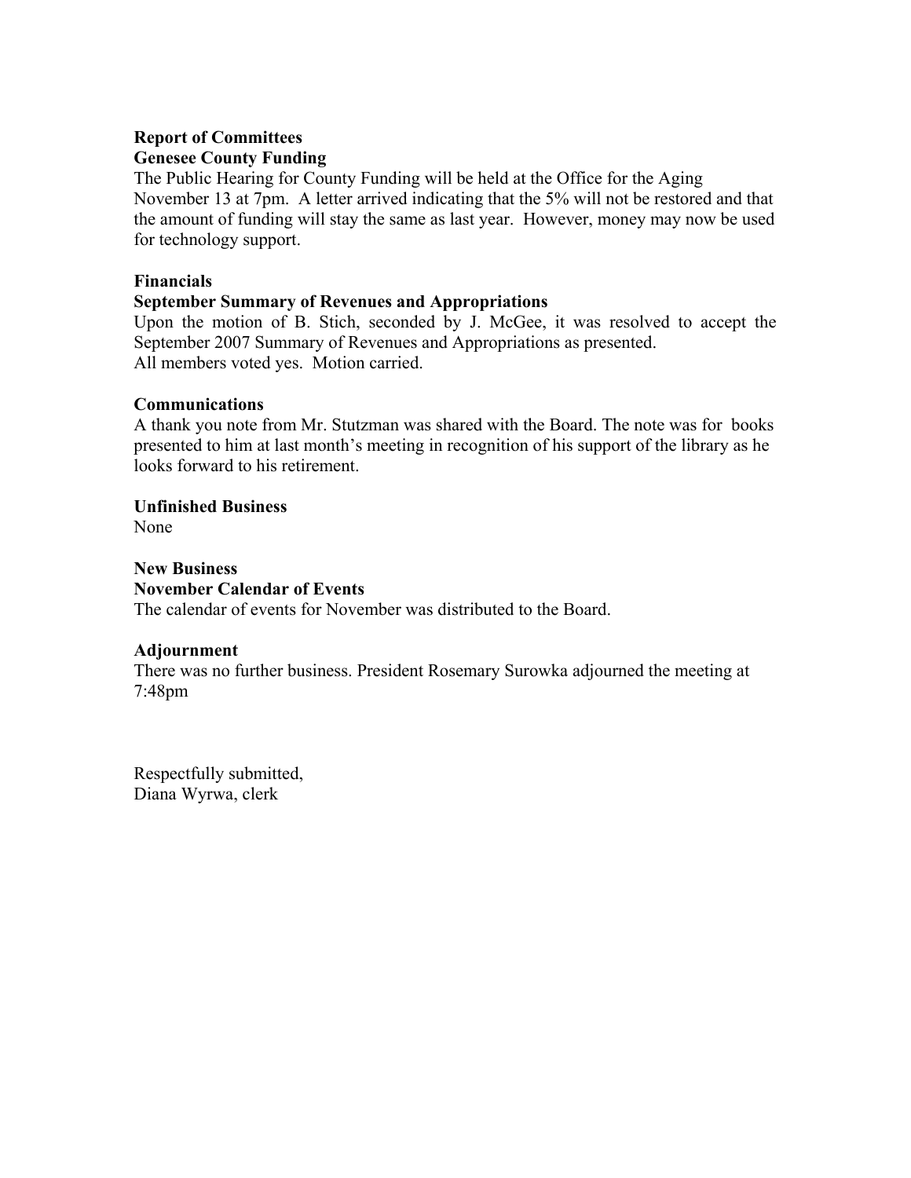**Report of Committees**

**Genesee County Funding**

The Public Hearing for County Funding will be held at the Office for the Aging November 13 at 7pm. A letter arrived indicating that the 5% will not be restored and that the amount of funding will stay the same as last year. However, money may now be used for technology support.

**Financials**

**September Summary of Revenues and Appropriations**

Upon the motion of B. Stich, seconded by J. McGee, it was resolved to accept the September 2007 Summary of Revenues and Appropriations as presented.
All members voted yes. Motion carried.

**Communications**

A thank you note from Mr. Stutzman was shared with the Board. The note was for books presented to him at last month's meeting in recognition of his support of the library as he looks forward to his retirement.

**Unfinished Business**

None

**New Business**

**November Calendar of Events**

The calendar of events for November was distributed to the Board.

**Adjournment**

There was no further business. President Rosemary Surowka adjourned the meeting at 7:48pm

Respectfully submitted,
Diana Wyrwa, clerk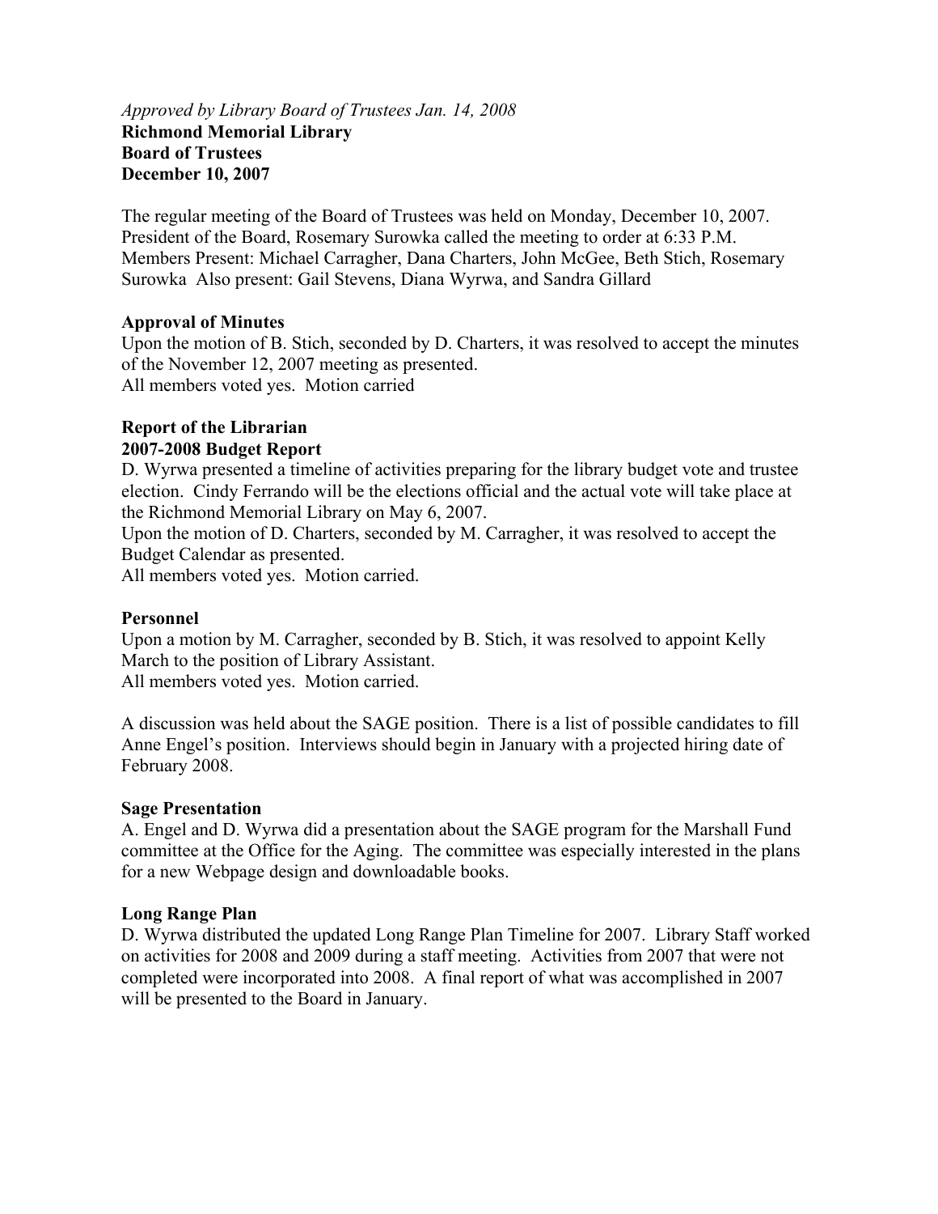*Approved by Library Board of Trustees Jan. 14, 2008*

**Richmond Memorial Library**
**Board of Trustees**
**December 10, 2007**

The regular meeting of the Board of Trustees was held on Monday, December 10, 2007. President of the Board, Rosemary Surowka called the meeting to order at 6:33 P.M. Members Present: Michael Carragher, Dana Charters, John McGee, Beth Stich, Rosemary Surowka Also present: Gail Stevens, Diana Wyrwa, and Sandra Gillard

**Approval of Minutes**

Upon the motion of B. Stich, seconded by D. Charters, it was resolved to accept the minutes of the November 12, 2007 meeting as presented.
All members voted yes. Motion carried

**Report of the Librarian**

**2007-2008 Budget Report**

D. Wyrwa presented a timeline of activities preparing for the library budget vote and trustee election. Cindy Ferrando will be the elections official and the actual vote will take place at the Richmond Memorial Library on May 6, 2007.
Upon the motion of D. Charters, seconded by M. Carragher, it was resolved to accept the Budget Calendar as presented.
All members voted yes. Motion carried.

**Personnel**

Upon a motion by M. Carragher, seconded by B. Stich, it was resolved to appoint Kelly March to the position of Library Assistant.
All members voted yes. Motion carried.

A discussion was held about the SAGE position. There is a list of possible candidates to fill Anne Engel's position. Interviews should begin in January with a projected hiring date of February 2008.

**Sage Presentation**

A. Engel and D. Wyrwa did a presentation about the SAGE program for the Marshall Fund committee at the Office for the Aging. The committee was especially interested in the plans for a new Webpage design and downloadable books.

**Long Range Plan**

D. Wyrwa distributed the updated Long Range Plan Timeline for 2007. Library Staff worked on activities for 2008 and 2009 during a staff meeting. Activities from 2007 that were not completed were incorporated into 2008. A final report of what was accomplished in 2007 will be presented to the Board in January.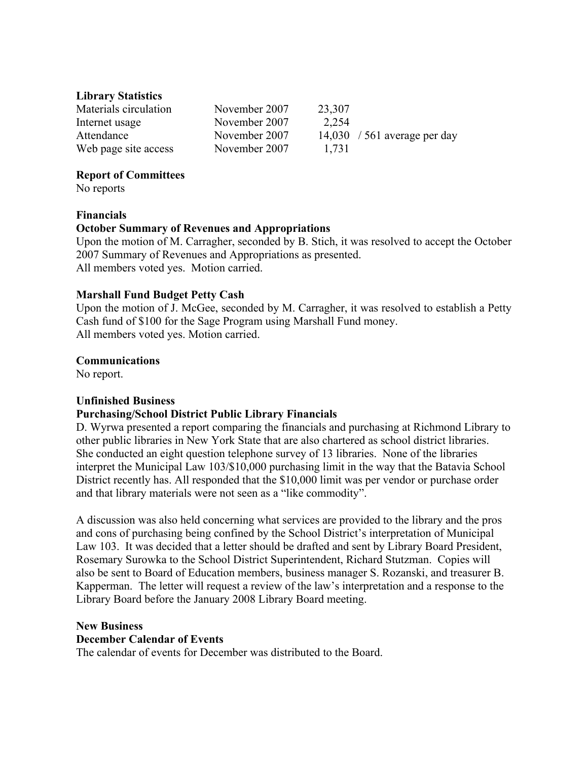**Library Statistics**

| | | | |
|---|---|---|---|
| Materials circulation | November 2007 | 23,307 | |
| Internet usage | November 2007 | 2,254 | |
| Attendance | November 2007 | 14,030 | / 561 average per day |
| Web page site access | November 2007 | 1,731 | |

**Report of Committees**
No reports

**Financials**
**October Summary of Revenues and Appropriations**
Upon the motion of M. Carragher, seconded by B. Stich, it was resolved to accept the October 2007 Summary of Revenues and Appropriations as presented.
All members voted yes. Motion carried.

**Marshall Fund Budget Petty Cash**
Upon the motion of J. McGee, seconded by M. Carragher, it was resolved to establish a Petty Cash fund of $100 for the Sage Program using Marshall Fund money.
All members voted yes. Motion carried.

**Communications**
No report.

**Unfinished Business**
**Purchasing/School District Public Library Financials**
D. Wyrwa presented a report comparing the financials and purchasing at Richmond Library to other public libraries in New York State that are also chartered as school district libraries. She conducted an eight question telephone survey of 13 libraries. None of the libraries interpret the Municipal Law 103/$10,000 purchasing limit in the way that the Batavia School District recently has. All responded that the $10,000 limit was per vendor or purchase order and that library materials were not seen as a "like commodity".

A discussion was also held concerning what services are provided to the library and the pros and cons of purchasing being confined by the School District's interpretation of Municipal Law 103. It was decided that a letter should be drafted and sent by Library Board President, Rosemary Surowka to the School District Superintendent, Richard Stutzman. Copies will also be sent to Board of Education members, business manager S. Rozanski, and treasurer B. Kapperman. The letter will request a review of the law's interpretation and a response to the Library Board before the January 2008 Library Board meeting.

**New Business**
**December Calendar of Events**
The calendar of events for December was distributed to the Board.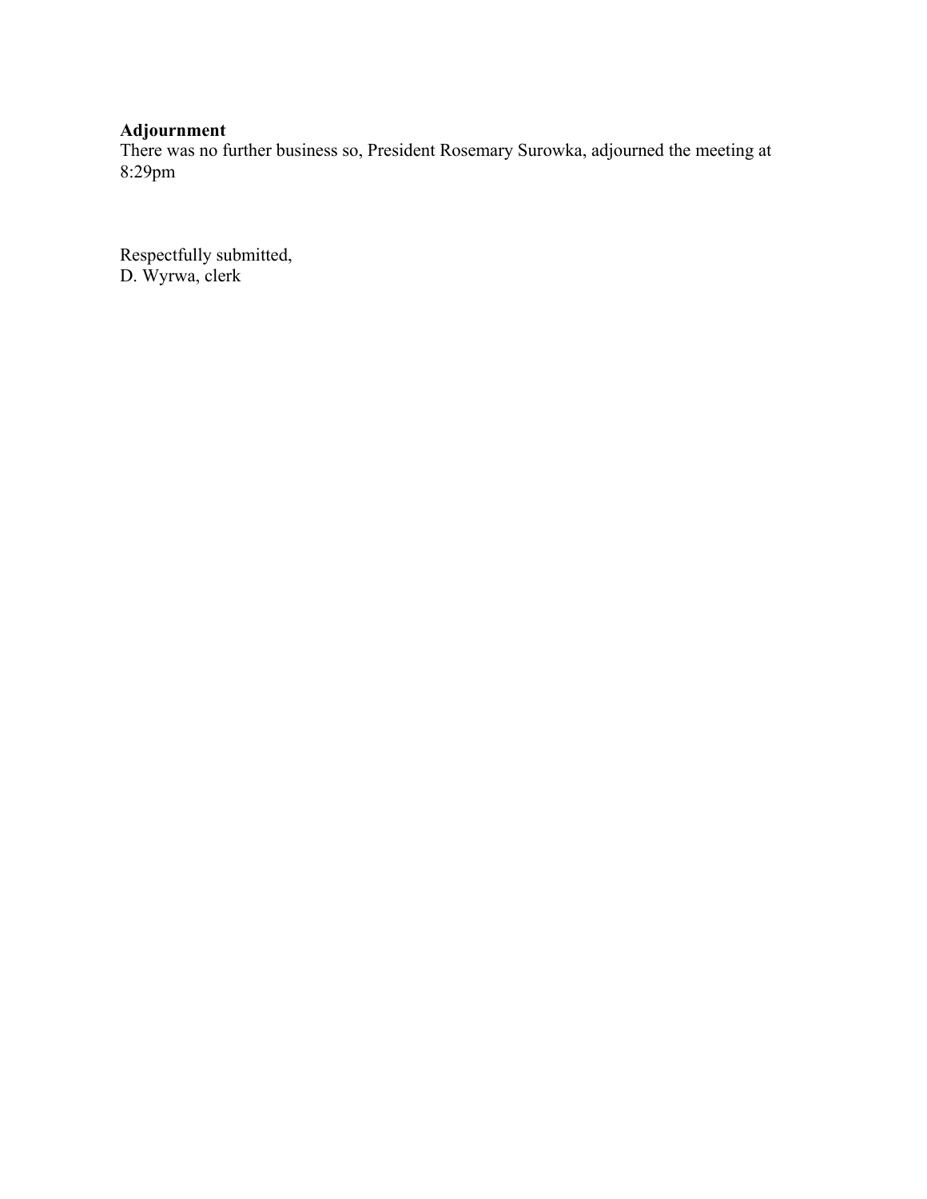**Adjournment**
There was no further business so, President Rosemary Surowka, adjourned the meeting at 8:29pm

Respectfully submitted,
D. Wyrwa, clerk